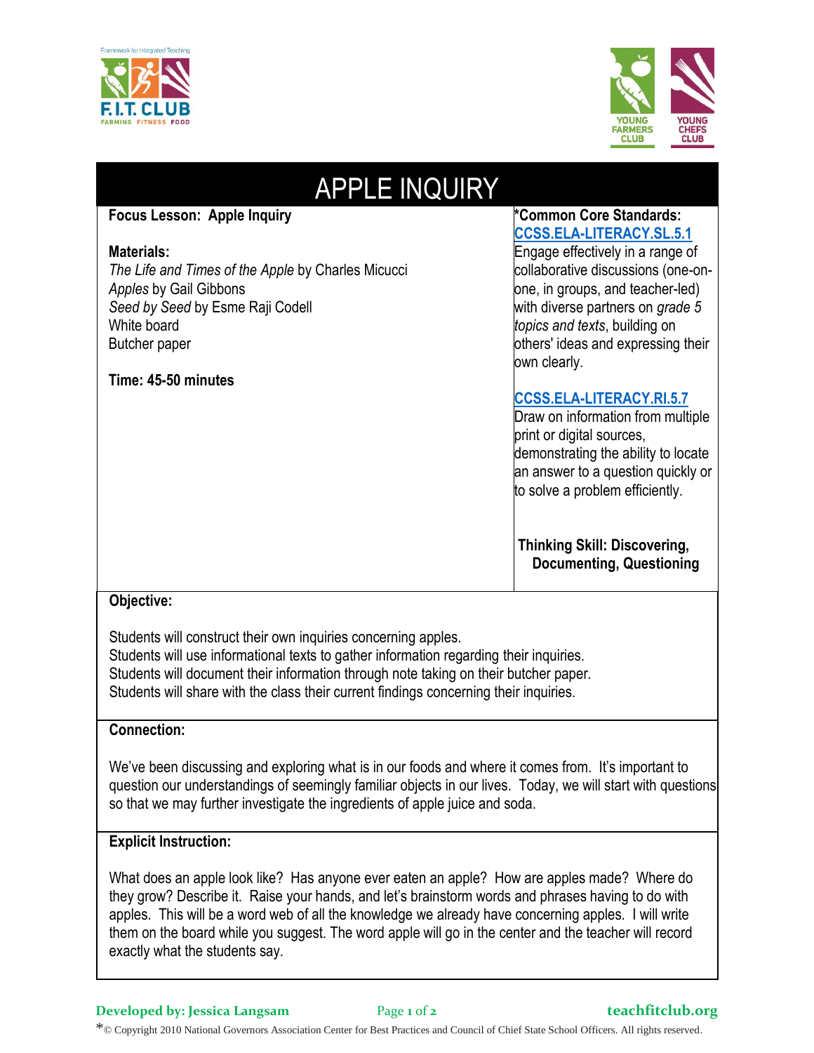# APPLE INQUIRY

**Focus Lesson: Apple Inquiry**

**Materials:**
*The Life and Times of the Apple* by Charles Micucci
*Apples* by Gail Gibbons
*Seed by Seed* by Esme Raji Codell
White board
Butcher paper

**Time: 45-50 minutes**

**\*Common Core Standards:**

**CCSS.ELA-LITERACY.SL.5.1**
Engage effectively in a range of collaborative discussions (one-on-one, in groups, and teacher-led) with diverse partners on *grade 5 topics and texts*, building on others' ideas and expressing their own clearly.

**CCSS.ELA-LITERACY.RI.5.7**
Draw on information from multiple print or digital sources, demonstrating the ability to locate an answer to a question quickly or to solve a problem efficiently.

**Thinking Skill: Discovering, Documenting, Questioning**

## Objective:

Students will construct their own inquiries concerning apples.
Students will use informational texts to gather information regarding their inquiries.
Students will document their information through note taking on their butcher paper.
Students will share with the class their current findings concerning their inquiries.

## Connection:

We've been discussing and exploring what is in our foods and where it comes from. It's important to question our understandings of seemingly familiar objects in our lives. Today, we will start with questions so that we may further investigate the ingredients of apple juice and soda.

## Explicit Instruction:

What does an apple look like? Has anyone ever eaten an apple? How are apples made? Where do they grow? Describe it. Raise your hands, and let's brainstorm words and phrases having to do with apples. This will be a word web of all the knowledge we already have concerning apples. I will write them on the board while you suggest. The word apple will go in the center and the teacher will record exactly what the students say.

Developed by: Jessica Langsam

teachfitclub.org

*© Copyright 2010 National Governors Association Center for Best Practices and Council of Chief State School Officers. All rights reserved.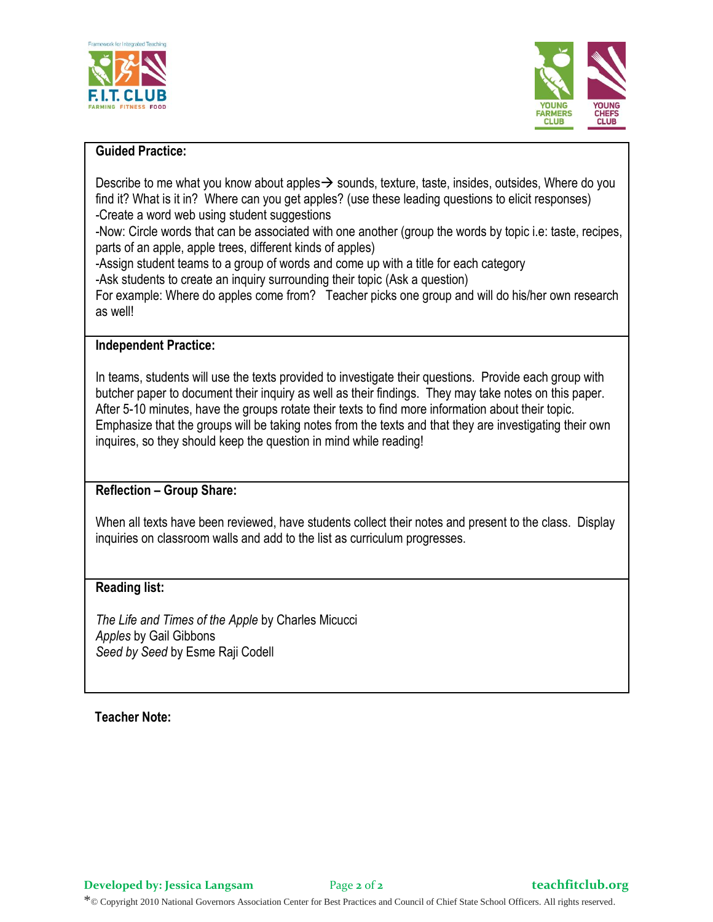**Guided Practice:**

Describe to me what you know about apples→ sounds, texture, taste, insides, outsides, Where do you find it? What is it in? Where can you get apples? (use these leading questions to elicit responses)
-Create a word web using student suggestions
-Now: Circle words that can be associated with one another (group the words by topic i.e: taste, recipes, parts of an apple, apple trees, different kinds of apples)
-Assign student teams to a group of words and come up with a title for each category
-Ask students to create an inquiry surrounding their topic (Ask a question)
For example: Where do apples come from? Teacher picks one group and will do his/her own research as well!

**Independent Practice:**

In teams, students will use the texts provided to investigate their questions. Provide each group with butcher paper to document their inquiry as well as their findings. They may take notes on this paper. After 5-10 minutes, have the groups rotate their texts to find more information about their topic. Emphasize that the groups will be taking notes from the texts and that they are investigating their own inquires, so they should keep the question in mind while reading!

**Reflection – Group Share:**

When all texts have been reviewed, have students collect their notes and present to the class. Display inquiries on classroom walls and add to the list as curriculum progresses.

**Reading list:**

*The Life and Times of the Apple* by Charles Micucci
*Apples* by Gail Gibbons
*Seed by Seed* by Esme Raji Codell

**Teacher Note:**

Developed by: Jessica Langsam

teachfitclub.org

*© Copyright 2010 National Governors Association Center for Best Practices and Council of Chief State School Officers. All rights reserved.